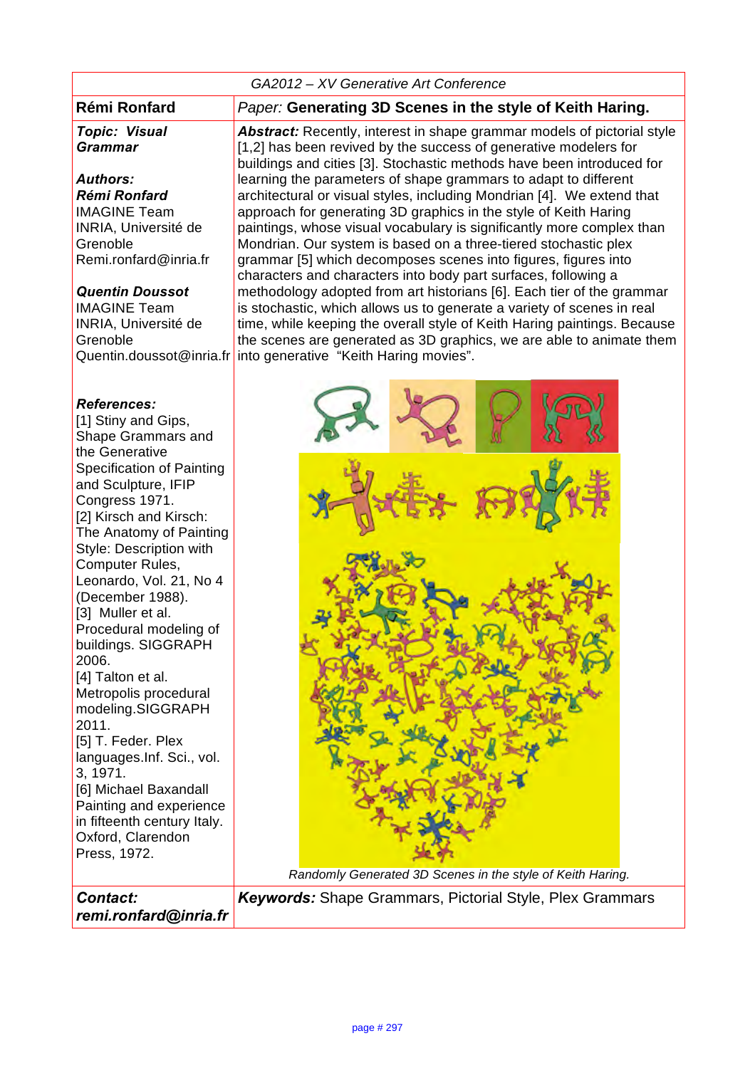GA2012 – XV Generative Art Conference

**Rémi Ronfard**

*Paper:* **Generating 3D Scenes in the style of Keith Haring.**

***Topic: Visual Grammar***

***Authors:***

***Rémi Ronfard***
IMAGINE Team
INRIA, Université de Grenoble
Remi.ronfard@inria.fr

***Quentin Doussot***
IMAGINE Team
INRIA, Université de Grenoble
Quentin.doussot@inria.fr

***Abstract:*** Recently, interest in shape grammar models of pictorial style [1,2] has been revived by the success of generative modelers for buildings and cities [3]. Stochastic methods have been introduced for learning the parameters of shape grammars to adapt to different architectural or visual styles, including Mondrian [4]. We extend that approach for generating 3D graphics in the style of Keith Haring paintings, whose visual vocabulary is significantly more complex than Mondrian. Our system is based on a three-tiered stochastic plex grammar [5] which decomposes scenes into figures, figures into characters and characters into body part surfaces, following a methodology adopted from art historians [6]. Each tier of the grammar is stochastic, which allows us to generate a variety of scenes in real time, while keeping the overall style of Keith Haring paintings. Because the scenes are generated as 3D graphics, we are able to animate them into generative "Keith Haring movies".

*Randomly Generated 3D Scenes in the style of Keith Haring.*

***References:***

[1] Stiny and Gips, Shape Grammars and the Generative Specification of Painting and Sculpture, IFIP Congress 1971.
[2] Kirsch and Kirsch: The Anatomy of Painting Style: Description with Computer Rules, Leonardo, Vol. 21, No 4 (December 1988).
[3] Muller et al. Procedural modeling of buildings. SIGGRAPH 2006.
[4] Talton et al. Metropolis procedural modeling.SIGGRAPH 2011.
[5] T. Feder. Plex languages.Inf. Sci., vol. 3, 1971.
[6] Michael Baxandall Painting and experience in fifteenth century Italy. Oxford, Clarendon Press, 1972.

***Contact: remi.ronfard@inria.fr***

***Keywords:*** Shape Grammars, Pictorial Style, Plex Grammars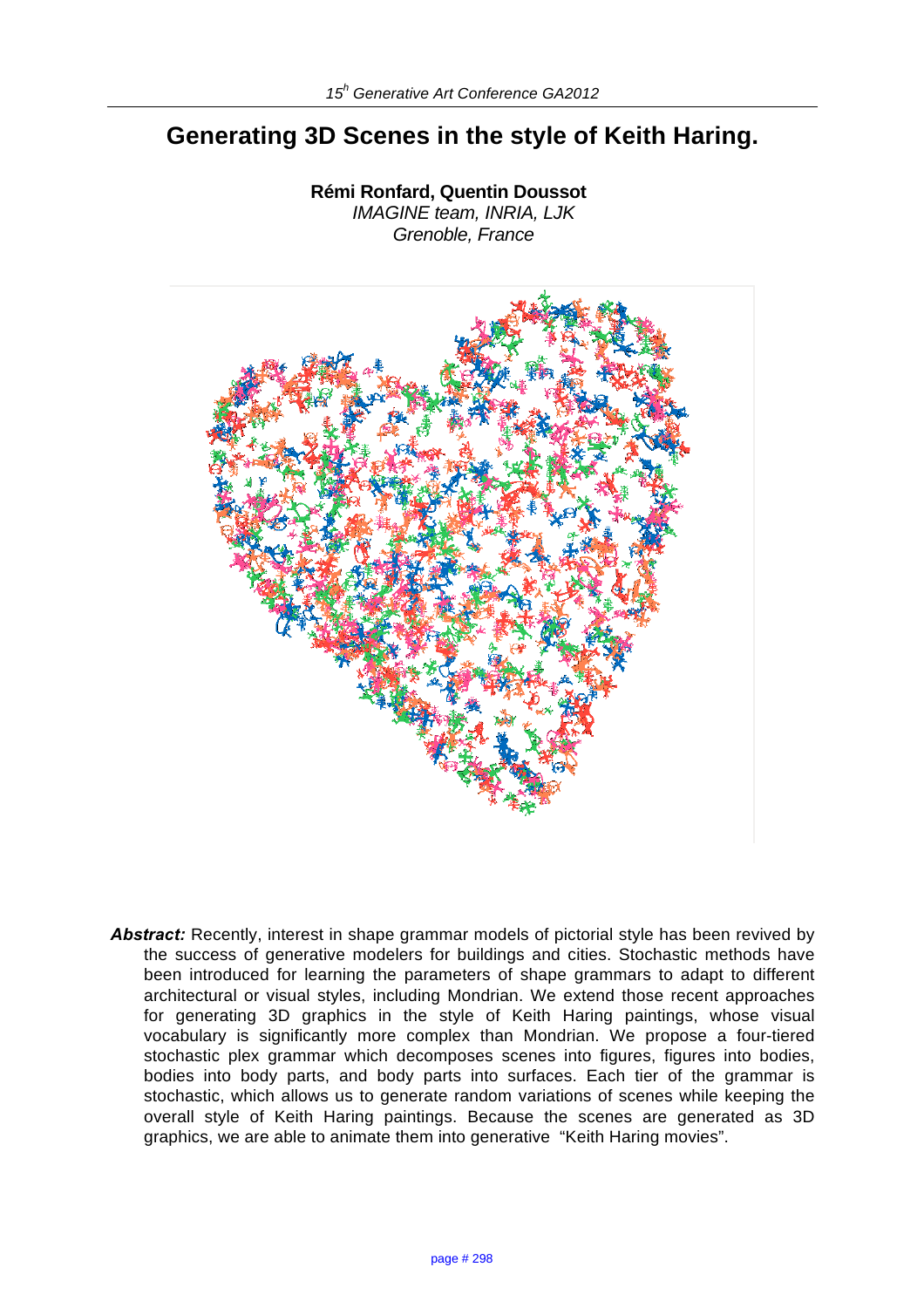# Generating 3D Scenes in the style of Keith Haring.

**Rémi Ronfard, Quentin Doussot**
*IMAGINE team, INRIA, LJK*
*Grenoble, France*

***Abstract:*** Recently, interest in shape grammar models of pictorial style has been revived by the success of generative modelers for buildings and cities. Stochastic methods have been introduced for learning the parameters of shape grammars to adapt to different architectural or visual styles, including Mondrian. We extend those recent approaches for generating 3D graphics in the style of Keith Haring paintings, whose visual vocabulary is significantly more complex than Mondrian. We propose a four-tiered stochastic plex grammar which decomposes scenes into figures, figures into bodies, bodies into body parts, and body parts into surfaces. Each tier of the grammar is stochastic, which allows us to generate random variations of scenes while keeping the overall style of Keith Haring paintings. Because the scenes are generated as 3D graphics, we are able to animate them into generative "Keith Haring movies".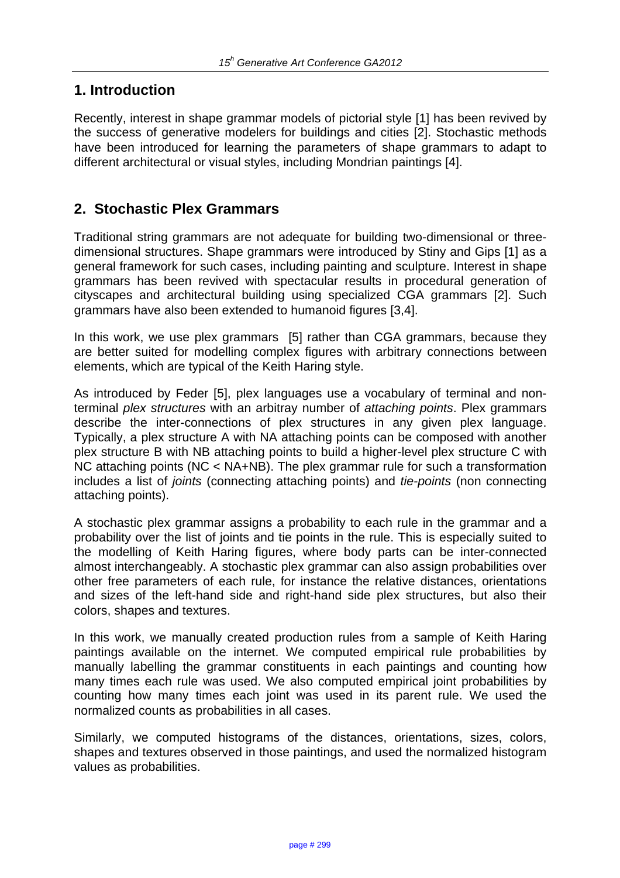## 1. Introduction

Recently, interest in shape grammar models of pictorial style [1] has been revived by the success of generative modelers for buildings and cities [2]. Stochastic methods have been introduced for learning the parameters of shape grammars to adapt to different architectural or visual styles, including Mondrian paintings [4].

## 2. Stochastic Plex Grammars

Traditional string grammars are not adequate for building two-dimensional or three-dimensional structures. Shape grammars were introduced by Stiny and Gips [1] as a general framework for such cases, including painting and sculpture. Interest in shape grammars has been revived with spectacular results in procedural generation of cityscapes and architectural building using specialized CGA grammars [2]. Such grammars have also been extended to humanoid figures [3,4].

In this work, we use plex grammars [5] rather than CGA grammars, because they are better suited for modelling complex figures with arbitrary connections between elements, which are typical of the Keith Haring style.

As introduced by Feder [5], plex languages use a vocabulary of terminal and non-terminal *plex structures* with an arbitray number of *attaching points*. Plex grammars describe the inter-connections of plex structures in any given plex language. Typically, a plex structure A with NA attaching points can be composed with another plex structure B with NB attaching points to build a higher-level plex structure C with NC attaching points (NC < NA+NB). The plex grammar rule for such a transformation includes a list of *joints* (connecting attaching points) and *tie-points* (non connecting attaching points).

A stochastic plex grammar assigns a probability to each rule in the grammar and a probability over the list of joints and tie points in the rule. This is especially suited to the modelling of Keith Haring figures, where body parts can be inter-connected almost interchangeably. A stochastic plex grammar can also assign probabilities over other free parameters of each rule, for instance the relative distances, orientations and sizes of the left-hand side and right-hand side plex structures, but also their colors, shapes and textures.

In this work, we manually created production rules from a sample of Keith Haring paintings available on the internet. We computed empirical rule probabilities by manually labelling the grammar constituents in each paintings and counting how many times each rule was used. We also computed empirical joint probabilities by counting how many times each joint was used in its parent rule. We used the normalized counts as probabilities in all cases.

Similarly, we computed histograms of the distances, orientations, sizes, colors, shapes and textures observed in those paintings, and used the normalized histogram values as probabilities.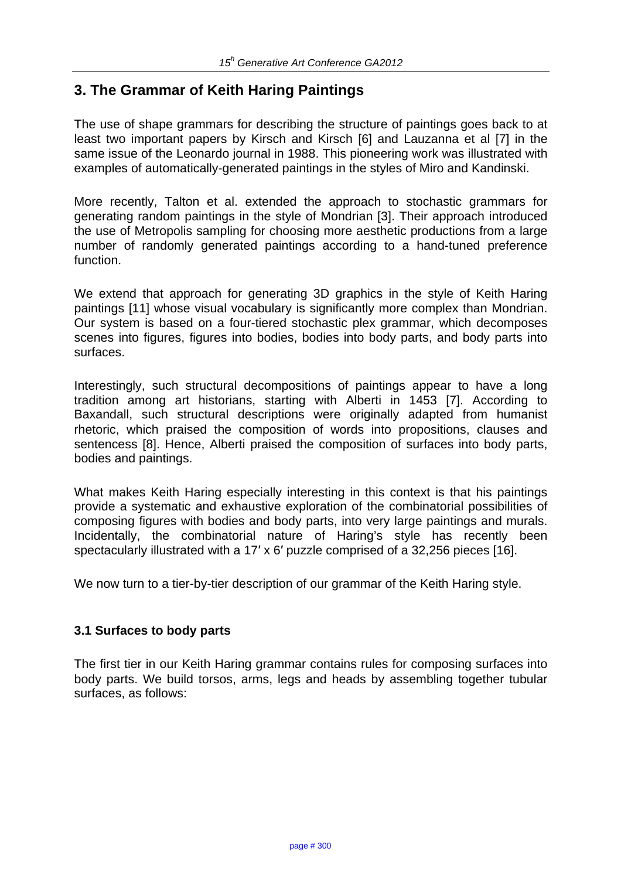## 3. The Grammar of Keith Haring Paintings

The use of shape grammars for describing the structure of paintings goes back to at least two important papers by Kirsch and Kirsch [6] and Lauzanna et al [7] in the same issue of the Leonardo journal in 1988. This pioneering work was illustrated with examples of automatically-generated paintings in the styles of Miro and Kandinski.

More recently, Talton et al. extended the approach to stochastic grammars for generating random paintings in the style of Mondrian [3]. Their approach introduced the use of Metropolis sampling for choosing more aesthetic productions from a large number of randomly generated paintings according to a hand-tuned preference function.

We extend that approach for generating 3D graphics in the style of Keith Haring paintings [11] whose visual vocabulary is significantly more complex than Mondrian. Our system is based on a four-tiered stochastic plex grammar, which decomposes scenes into figures, figures into bodies, bodies into body parts, and body parts into surfaces.

Interestingly, such structural decompositions of paintings appear to have a long tradition among art historians, starting with Alberti in 1453 [7]. According to Baxandall, such structural descriptions were originally adapted from humanist rhetoric, which praised the composition of words into propositions, clauses and sentencess [8]. Hence, Alberti praised the composition of surfaces into body parts, bodies and paintings.

What makes Keith Haring especially interesting in this context is that his paintings provide a systematic and exhaustive exploration of the combinatorial possibilities of composing figures with bodies and body parts, into very large paintings and murals. Incidentally, the combinatorial nature of Haring's style has recently been spectacularly illustrated with a 17′ x 6′ puzzle comprised of a 32,256 pieces [16].

We now turn to a tier-by-tier description of our grammar of the Keith Haring style.

### 3.1 Surfaces to body parts

The first tier in our Keith Haring grammar contains rules for composing surfaces into body parts. We build torsos, arms, legs and heads by assembling together tubular surfaces, as follows: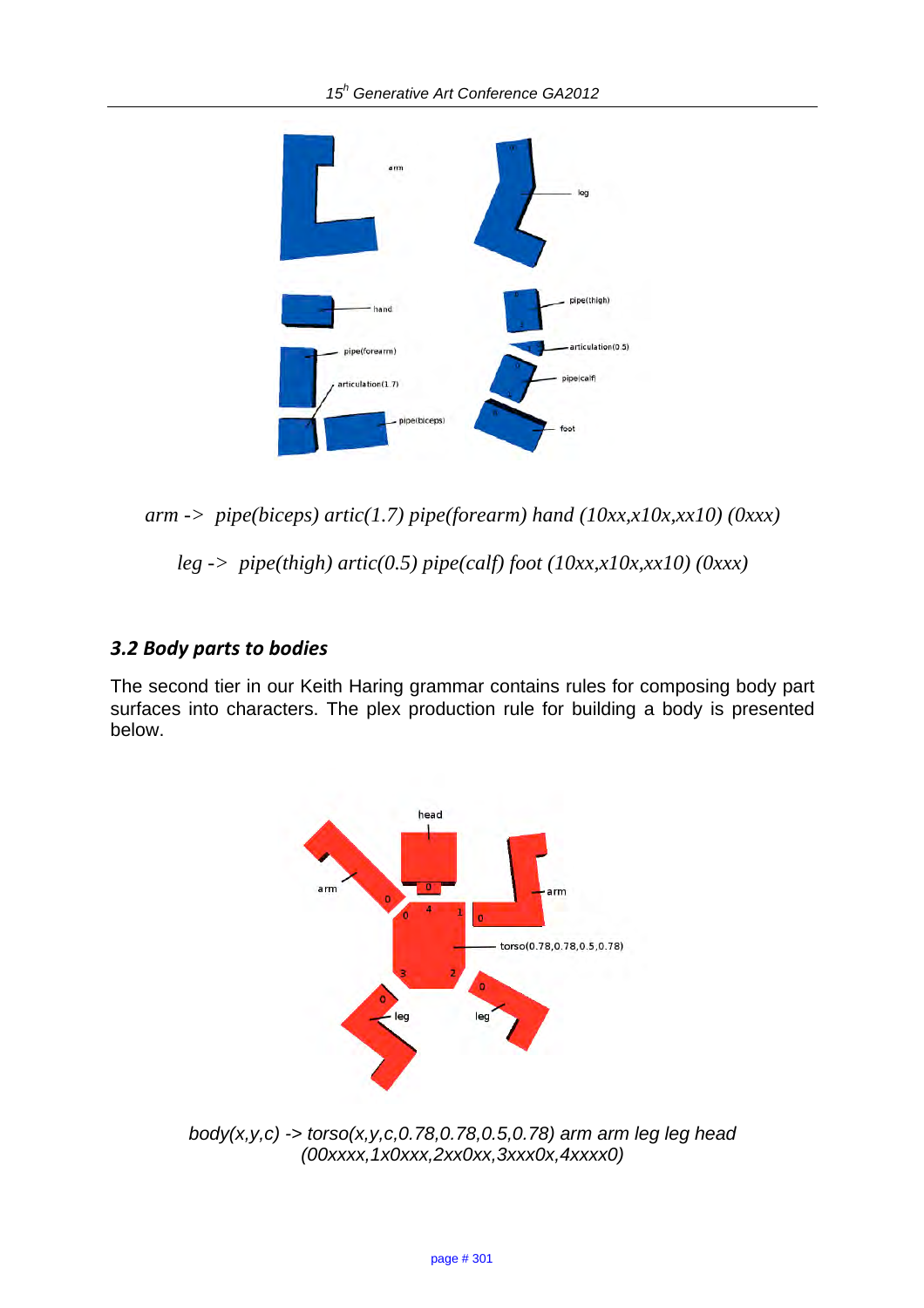*arm -> pipe(biceps) artic(1.7) pipe(forearm) hand (10xx,x10x,xx10) (0xxx)*

*leg -> pipe(thigh) artic(0.5) pipe(calf) foot (10xx,x10x,xx10) (0xxx)*

### *3.2 Body parts to bodies*

The second tier in our Keith Haring grammar contains rules for composing body part surfaces into characters. The plex production rule for building a body is presented below.

*body(x,y,c) -> torso(x,y,c,0.78,0.78,0.5,0.78) arm arm leg leg head (00xxxx,1x0xxx,2xx0xx,3xxx0x,4xxxx0)*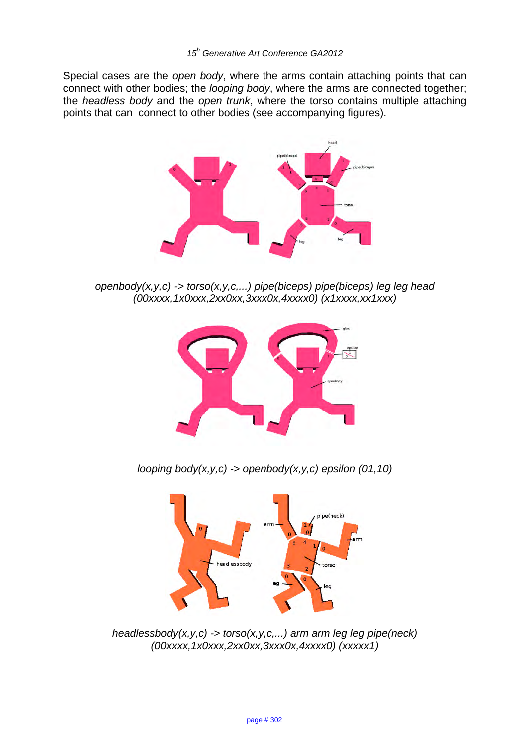Special cases are the *open body*, where the arms contain attaching points that can connect with other bodies; the *looping body*, where the arms are connected together; the *headless body* and the *open trunk*, where the torso contains multiple attaching points that can connect to other bodies (see accompanying figures).

*openbody(x,y,c) -> torso(x,y,c,...) pipe(biceps) pipe(biceps) leg leg head (00xxxx,1x0xxx,2xx0xx,3xxx0x,4xxxx0) (x1xxxx,xx1xxx)*

*looping body(x,y,c) -> openbody(x,y,c) epsilon (01,10)*

*headlessbody(x,y,c) -> torso(x,y,c,...) arm arm leg leg pipe(neck) (00xxxx,1x0xxx,2xx0xx,3xxx0x,4xxxx0) (xxxxx1)*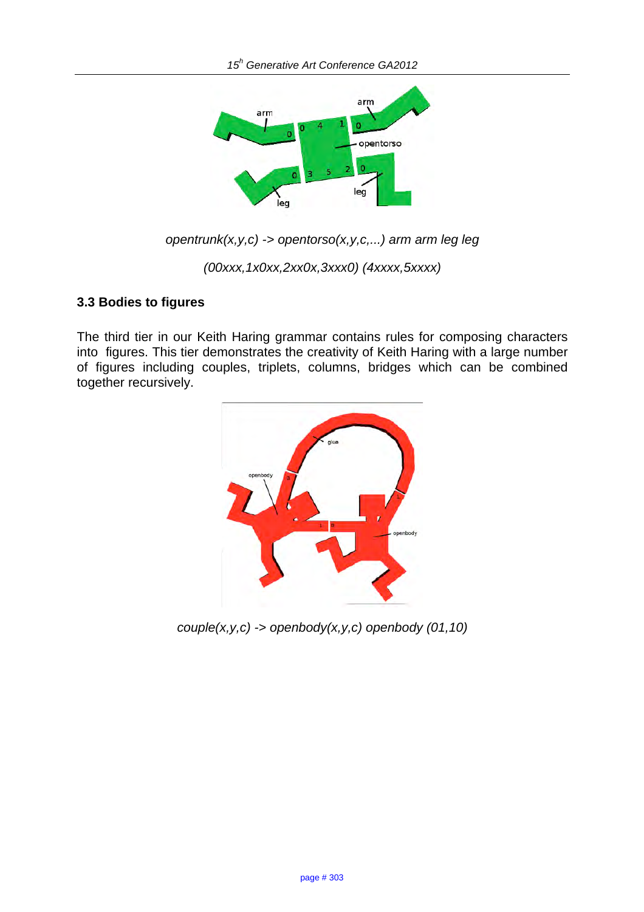opentrunk(x,y,c) -> opentorso(x,y,c,...) arm arm leg leg

(00xxx,1x0xx,2xx0x,3xxx0) (4xxxx,5xxxx)

### 3.3 Bodies to figures

The third tier in our Keith Haring grammar contains rules for composing characters into figures. This tier demonstrates the creativity of Keith Haring with a large number of figures including couples, triplets, columns, bridges which can be combined together recursively.

couple(x,y,c) -> openbody(x,y,c) openbody (01,10)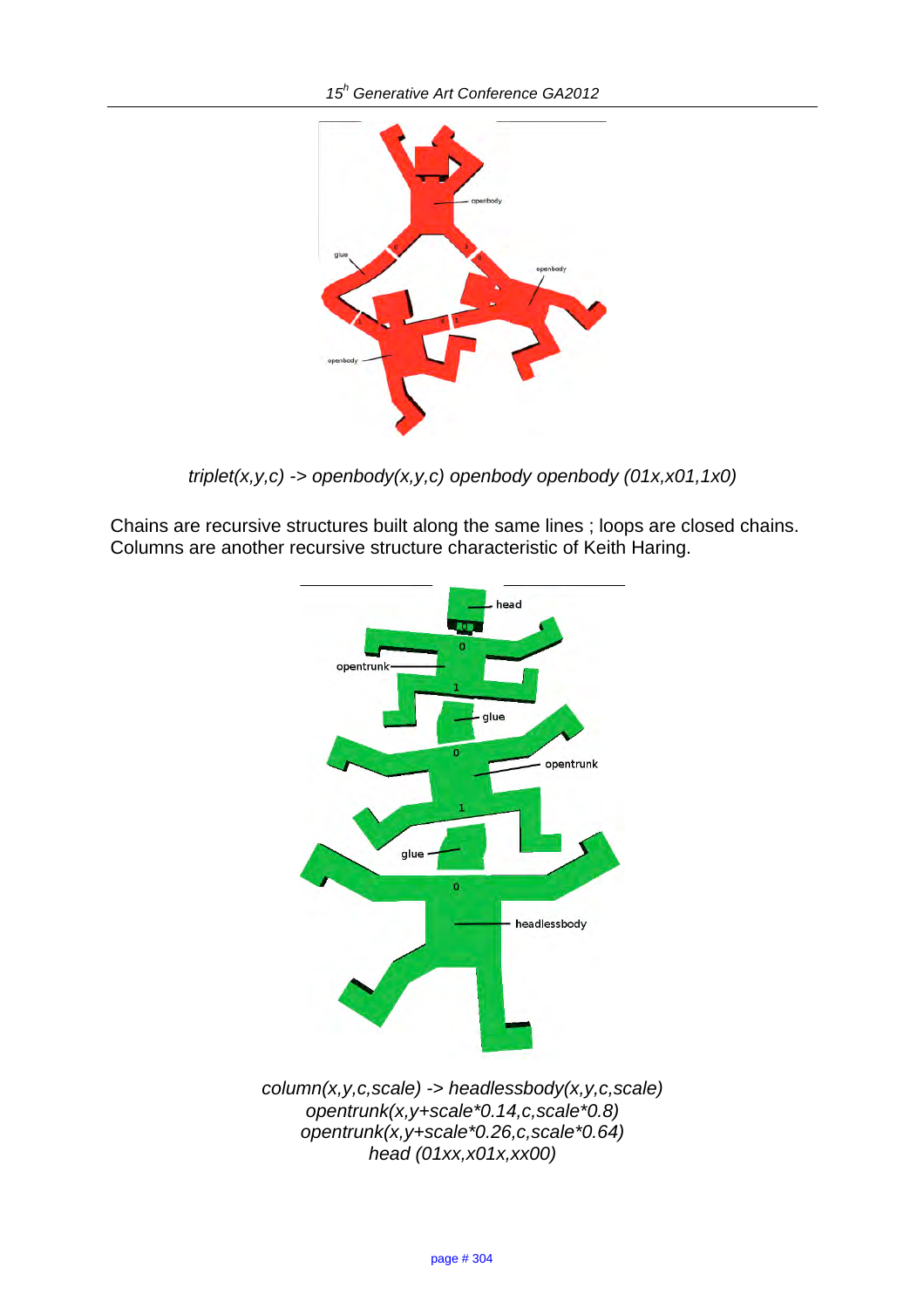*triplet(x,y,c) -> openbody(x,y,c) openbody openbody (01x,x01,1x0)*

Chains are recursive structures built along the same lines ; loops are closed chains. Columns are another recursive structure characteristic of Keith Haring.

*column(x,y,c,scale) -> headlessbody(x,y,c,scale)*
*opentrunk(x,y+scale*0.14,c,scale*0.8)*
*opentrunk(x,y+scale*0.26,c,scale*0.64)*
*head (01xx,x01x,xx00)*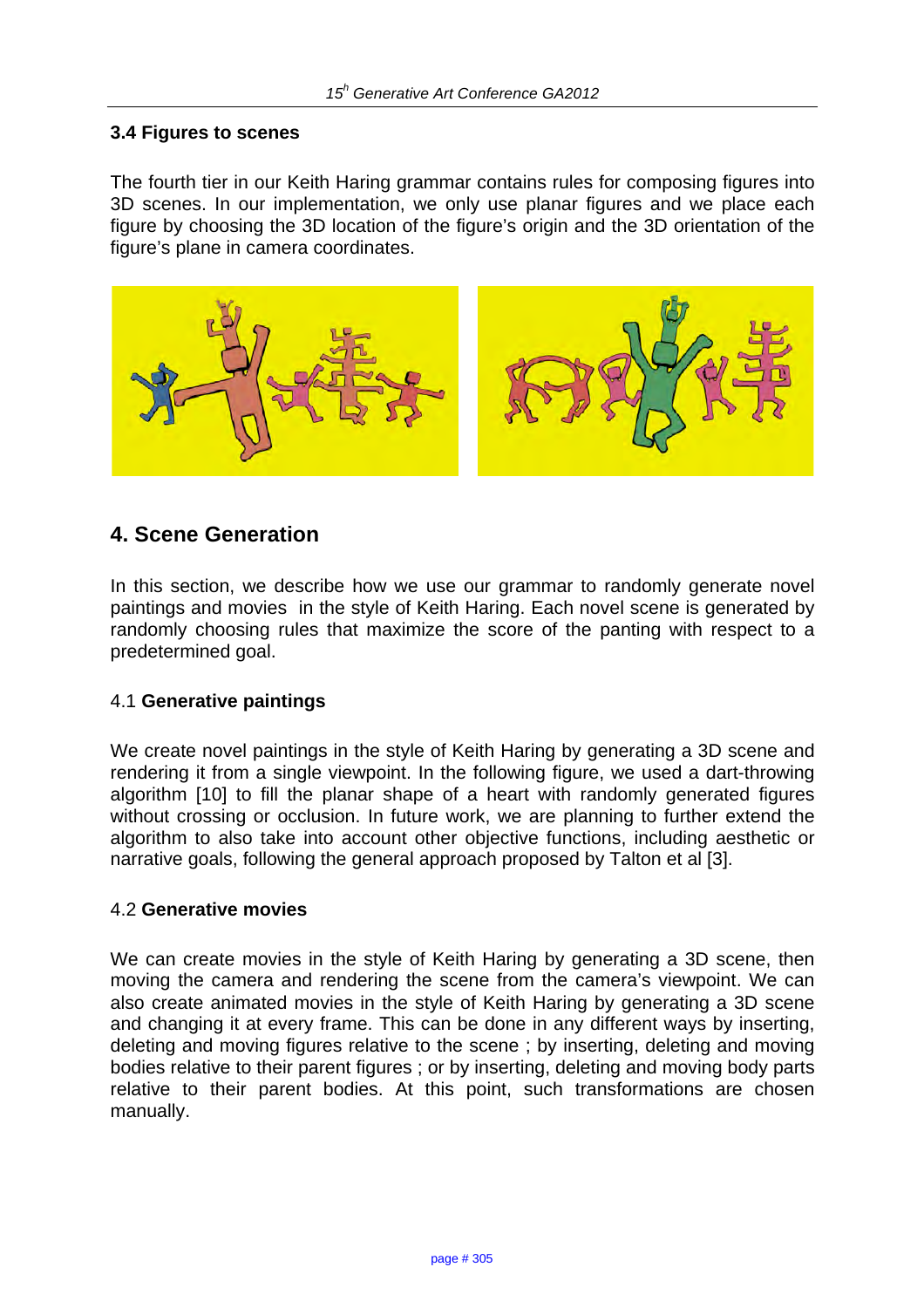### 3.4 Figures to scenes

The fourth tier in our Keith Haring grammar contains rules for composing figures into 3D scenes. In our implementation, we only use planar figures and we place each figure by choosing the 3D location of the figure's origin and the 3D orientation of the figure's plane in camera coordinates.

## 4. Scene Generation

In this section, we describe how we use our grammar to randomly generate novel paintings and movies in the style of Keith Haring. Each novel scene is generated by randomly choosing rules that maximize the score of the panting with respect to a predetermined goal.

### 4.1 **Generative paintings**

We create novel paintings in the style of Keith Haring by generating a 3D scene and rendering it from a single viewpoint. In the following figure, we used a dart-throwing algorithm [10] to fill the planar shape of a heart with randomly generated figures without crossing or occlusion. In future work, we are planning to further extend the algorithm to also take into account other objective functions, including aesthetic or narrative goals, following the general approach proposed by Talton et al [3].

### 4.2 **Generative movies**

We can create movies in the style of Keith Haring by generating a 3D scene, then moving the camera and rendering the scene from the camera's viewpoint. We can also create animated movies in the style of Keith Haring by generating a 3D scene and changing it at every frame. This can be done in any different ways by inserting, deleting and moving figures relative to the scene ; by inserting, deleting and moving bodies relative to their parent figures ; or by inserting, deleting and moving body parts relative to their parent bodies. At this point, such transformations are chosen manually.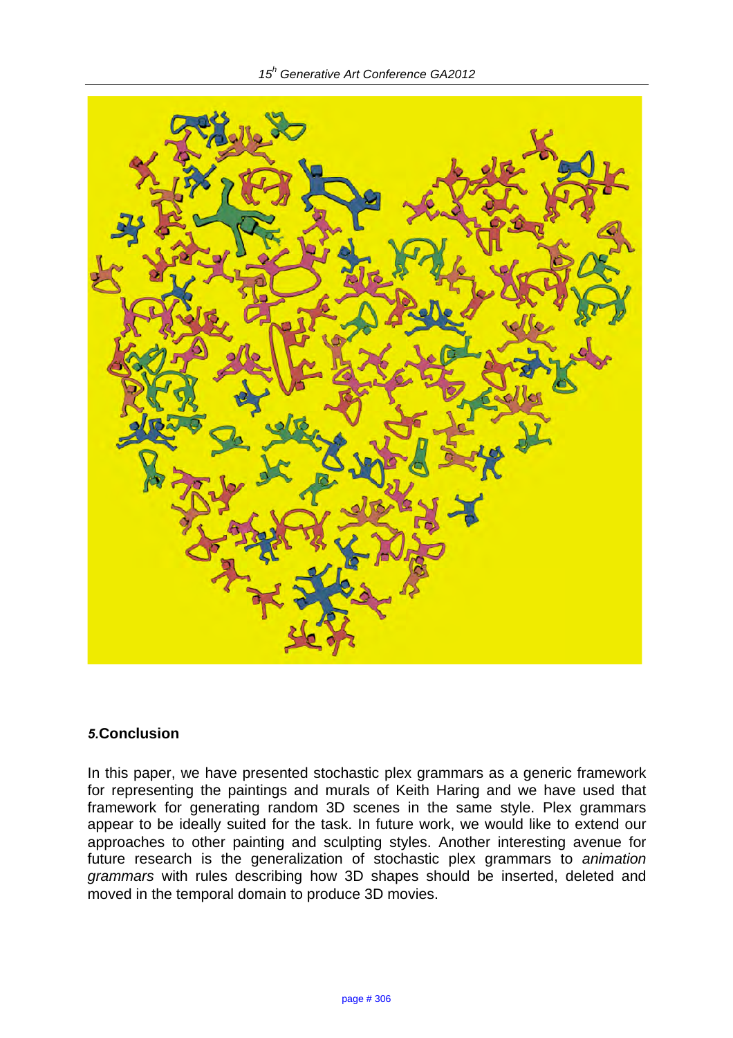## *5.*Conclusion

In this paper, we have presented stochastic plex grammars as a generic framework for representing the paintings and murals of Keith Haring and we have used that framework for generating random 3D scenes in the same style. Plex grammars appear to be ideally suited for the task. In future work, we would like to extend our approaches to other painting and sculpting styles. Another interesting avenue for future research is the generalization of stochastic plex grammars to *animation grammars* with rules describing how 3D shapes should be inserted, deleted and moved in the temporal domain to produce 3D movies.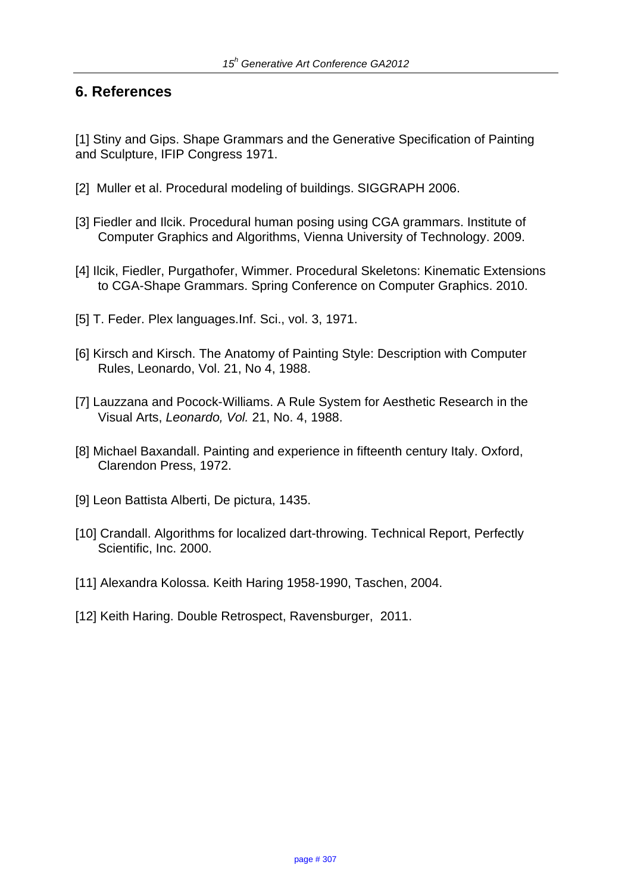## 6. References

[1] Stiny and Gips. Shape Grammars and the Generative Specification of Painting and Sculpture, IFIP Congress 1971.

[2] Muller et al. Procedural modeling of buildings. SIGGRAPH 2006.

[3] Fiedler and Ilcik. Procedural human posing using CGA grammars. Institute of Computer Graphics and Algorithms, Vienna University of Technology. 2009.

[4] Ilcik, Fiedler, Purgathofer, Wimmer. Procedural Skeletons: Kinematic Extensions to CGA-Shape Grammars. Spring Conference on Computer Graphics. 2010.

[5] T. Feder. Plex languages.Inf. Sci., vol. 3, 1971.

[6] Kirsch and Kirsch. The Anatomy of Painting Style: Description with Computer Rules, Leonardo, Vol. 21, No 4, 1988.

[7] Lauzzana and Pocock-Williams. A Rule System for Aesthetic Research in the Visual Arts, *Leonardo, Vol.* 21, No. 4, 1988.

[8] Michael Baxandall. Painting and experience in fifteenth century Italy. Oxford, Clarendon Press, 1972.

[9] Leon Battista Alberti, De pictura, 1435.

[10] Crandall. Algorithms for localized dart-throwing. Technical Report, Perfectly Scientific, Inc. 2000.

[11] Alexandra Kolossa. Keith Haring 1958-1990, Taschen, 2004.

[12] Keith Haring. Double Retrospect, Ravensburger, 2011.